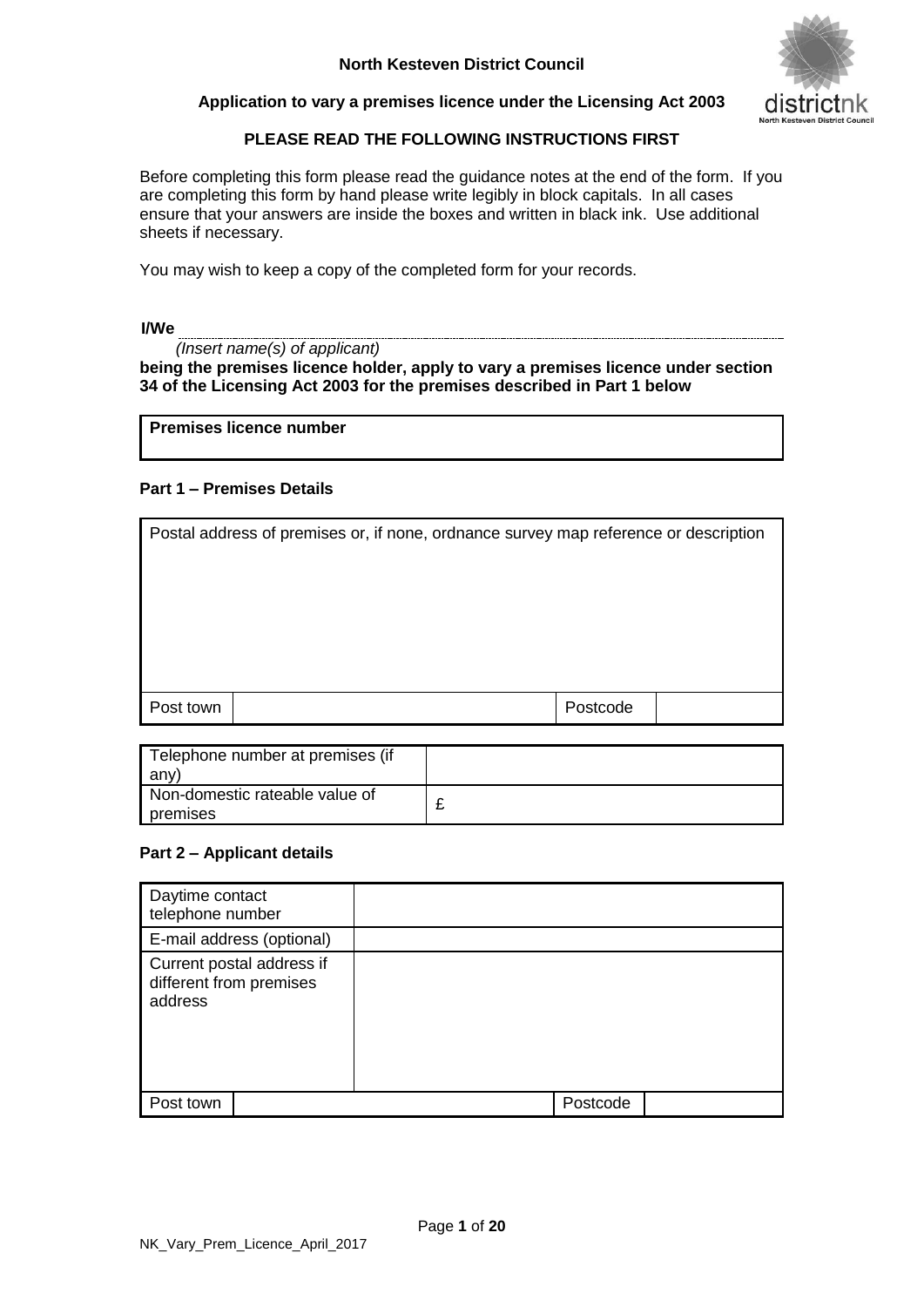**North Kesteven District Council**

**Application to vary a premises licence under the Licensing Act 2003**

**PLEASE READ THE FOLLOWING INSTRUCTIONS FIRST**

Before completing this form please read the guidance notes at the end of the form. If you are completing this form by hand please write legibly in block capitals. In all cases ensure that your answers are inside the boxes and written in black ink. Use additional sheets if necessary.

You may wish to keep a copy of the completed form for your records.

**I/We** ______________________________________________

*(Insert name(s) of applicant)*

**being the premises licence holder, apply to vary a premises licence under section 34 of the Licensing Act 2003 for the premises described in Part 1 below**

| **Premises licence number** |
|---|
| |

### Part 1 – Premises Details

| Postal address of premises or, if none, ordnance survey map reference or description | | | |
|---|---|---|---|
| | | | |
| Post town | | Postcode | |

| Telephone number at premises (if any) | |
|---|---|
| Non-domestic rateable value of premises | £ |

### Part 2 – Applicant details

| Daytime contact telephone number | | | |
|---|---|---|---|
| E-mail address (optional) | | | |
| Current postal address if different from premises address | | | |
| Post town | | Postcode | |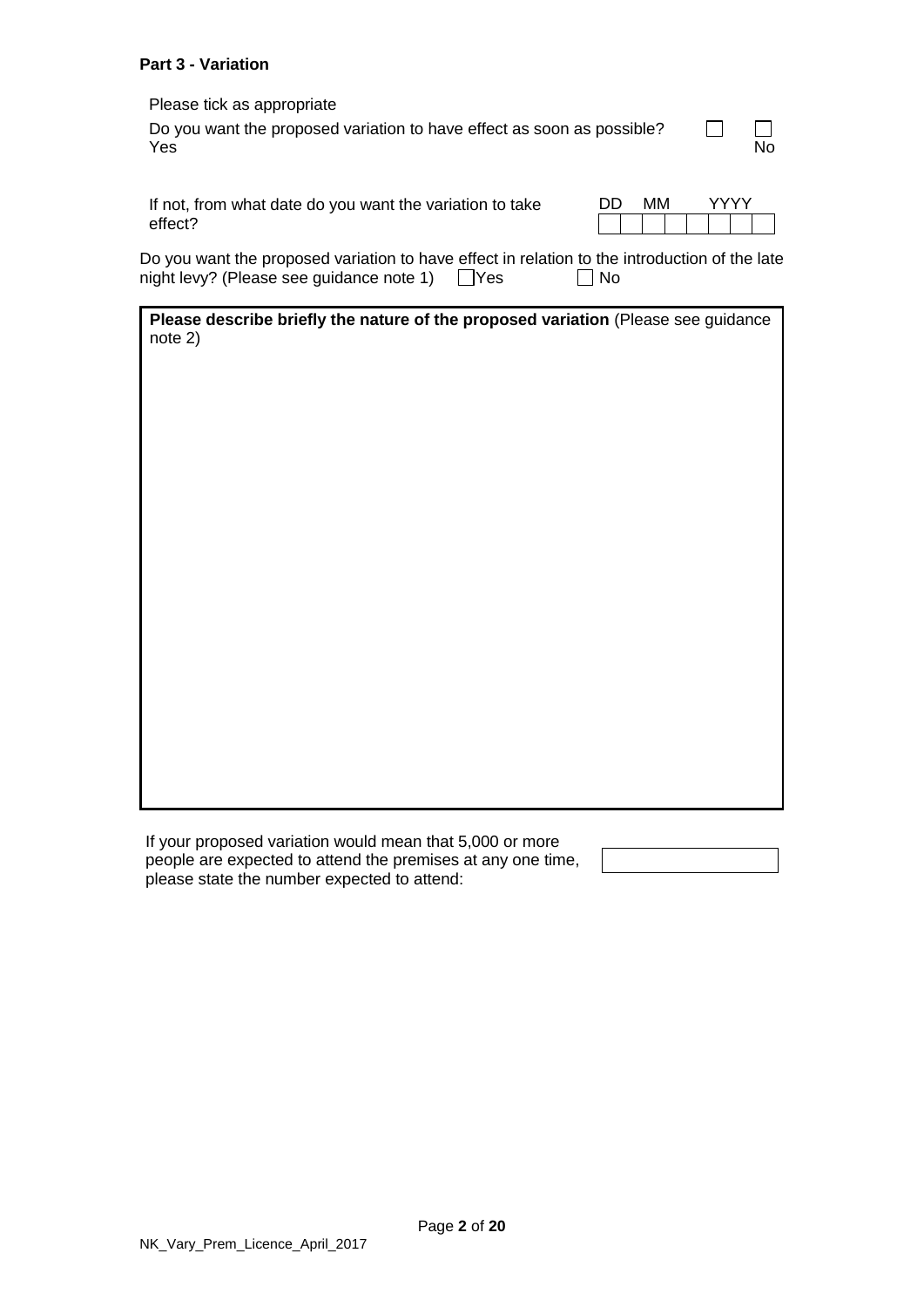**Part 3 - Variation**

Please tick as appropriate

Do you want the proposed variation to have effect as soon as possible? ☐ Yes ☐ No

If not, from what date do you want the variation to take effect?

| DD | | MM | | YYYY | | | |
|---|---|---|---|---|---|---|---|
| | | | | | | | |

Do you want the proposed variation to have effect in relation to the introduction of the late night levy? (Please see guidance note 1) ☐ Yes ☐ No

| **Please describe briefly the nature of the proposed variation** (Please see guidance note 2) |
|---|
| |

If your proposed variation would mean that 5,000 or more people are expected to attend the premises at any one time, please state the number expected to attend:

| |
|---|
| |

NK_Vary_Prem_Licence_April_2017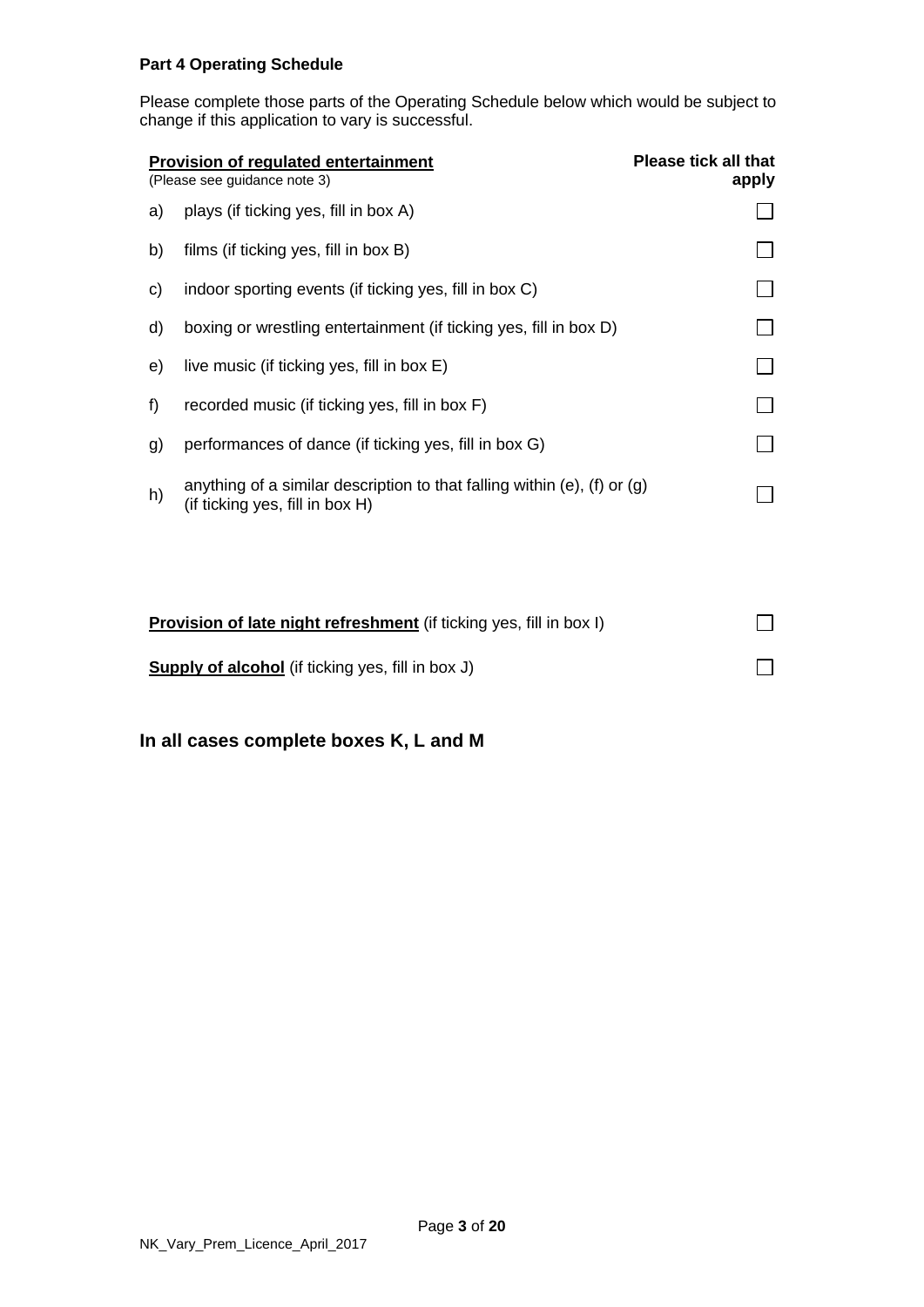**Part 4 Operating Schedule**

Please complete those parts of the Operating Schedule below which would be subject to change if this application to vary is successful.

| **Provision of regulated entertainment** (Please see guidance note 3) | | **Please tick all that apply** |
|---|---|---|
| a) | plays (if ticking yes, fill in box A) | ☐ |
| b) | films (if ticking yes, fill in box B) | ☐ |
| c) | indoor sporting events (if ticking yes, fill in box C) | ☐ |
| d) | boxing or wrestling entertainment (if ticking yes, fill in box D) | ☐ |
| e) | live music (if ticking yes, fill in box E) | ☐ |
| f) | recorded music (if ticking yes, fill in box F) | ☐ |
| g) | performances of dance (if ticking yes, fill in box G) | ☐ |
| h) | anything of a similar description to that falling within (e), (f) or (g) (if ticking yes, fill in box H) | ☐ |

**Provision of late night refreshment** (if ticking yes, fill in box I) ☐

**Supply of alcohol** (if ticking yes, fill in box J) ☐

## In all cases complete boxes K, L and M

NK_Vary_Prem_Licence_April_2017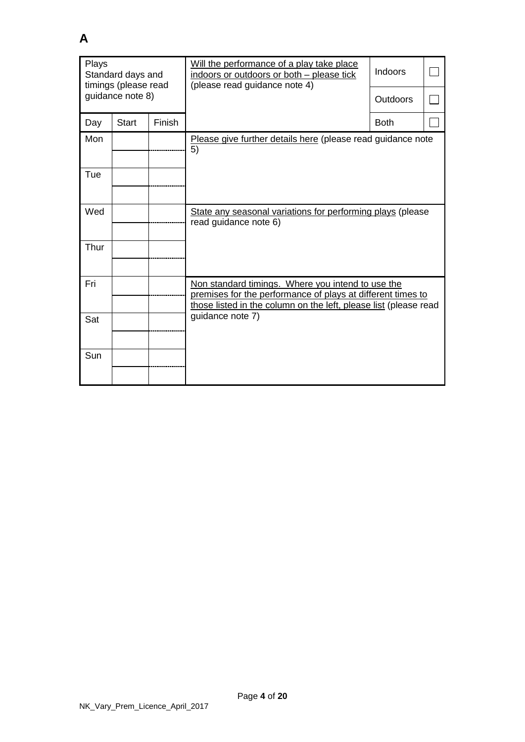**A**

| Plays<br>Standard days and timings (please read guidance note 8) | | | Will the performance of a play take place indoors or outdoors or both – please tick (please read guidance note 4) | Indoors | ☐ |
|---|---|---|---|---|---|
| | | | | Outdoors | ☐ |
| Day | Start | Finish | | Both | ☐ |
| Mon | | | Please give further details here (please read guidance note 5) | | |
| | | | | | |
| Tue | | | | | |
| | | | | | |
| Wed | | | State any seasonal variations for performing plays (please read guidance note 6) | | |
| | | | | | |
| Thur | | | | | |
| | | | | | |
| Fri | | | Non standard timings. Where you intend to use the premises for the performance of plays at different times to those listed in the column on the left, please list (please read guidance note 7) | | |
| | | | | | |
| Sat | | | | | |
| | | | | | |
| Sun | | | | | |
| | | | | | |

NK_Vary_Prem_Licence_April_2017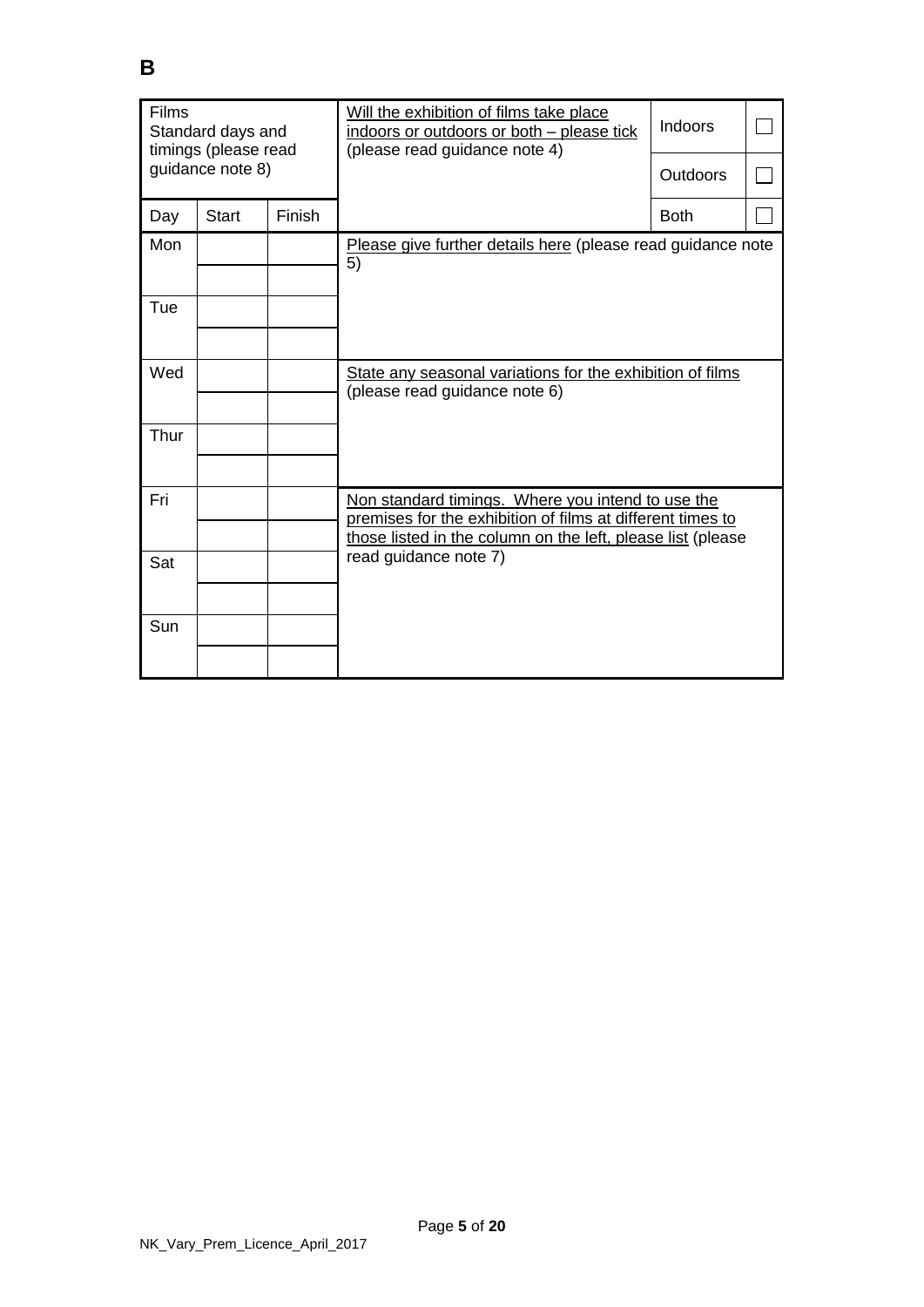**B**

| Films<br>Standard days and timings (please read guidance note 8) | | | Will the exhibition of films take place indoors or outdoors or both – please tick (please read guidance note 4) | Indoors | ☐ |
|---|---|---|---|---|---|
| | | | | Outdoors | ☐ |
| Day | Start | Finish | | Both | ☐ |
| Mon | | | Please give further details here (please read guidance note 5) | | |
| | | | | | |
| Tue | | | | | |
| | | | | | |
| Wed | | | State any seasonal variations for the exhibition of films (please read guidance note 6) | | |
| | | | | | |
| Thur | | | | | |
| | | | | | |
| Fri | | | Non standard timings. Where you intend to use the premises for the exhibition of films at different times to those listed in the column on the left, please list (please read guidance note 7) | | |
| | | | | | |
| Sat | | | | | |
| | | | | | |
| Sun | | | | | |
| | | | | | |

NK_Vary_Prem_Licence_April_2017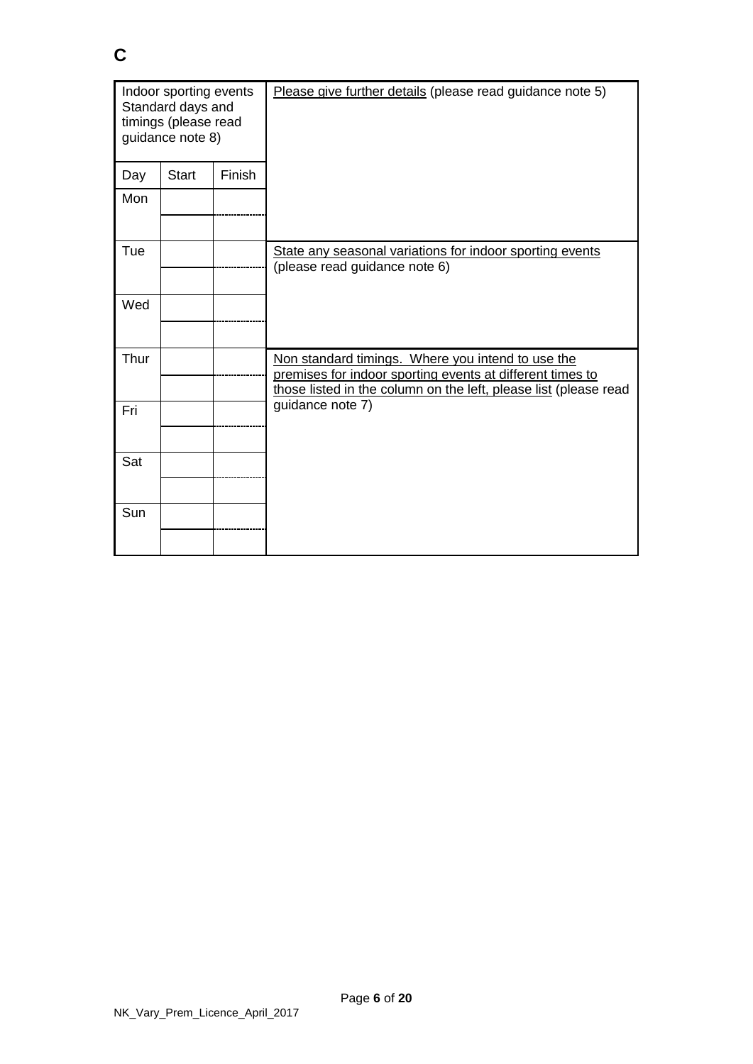# C

| Indoor sporting events Standard days and timings (please read guidance note 8) | | | Please give further details (please read guidance note 5) |
|---|---|---|---|
| Day | Start | Finish | |
| Mon | | | |
| | | | |
| Tue | | | State any seasonal variations for indoor sporting events (please read guidance note 6) |
| | | | |
| Wed | | | |
| | | | |
| Thur | | | Non standard timings. Where you intend to use the premises for indoor sporting events at different times to those listed in the column on the left, please list (please read guidance note 7) |
| | | | |
| Fri | | | |
| | | | |
| Sat | | | |
| | | | |
| Sun | | | |
| | | | |

NK_Vary_Prem_Licence_April_2017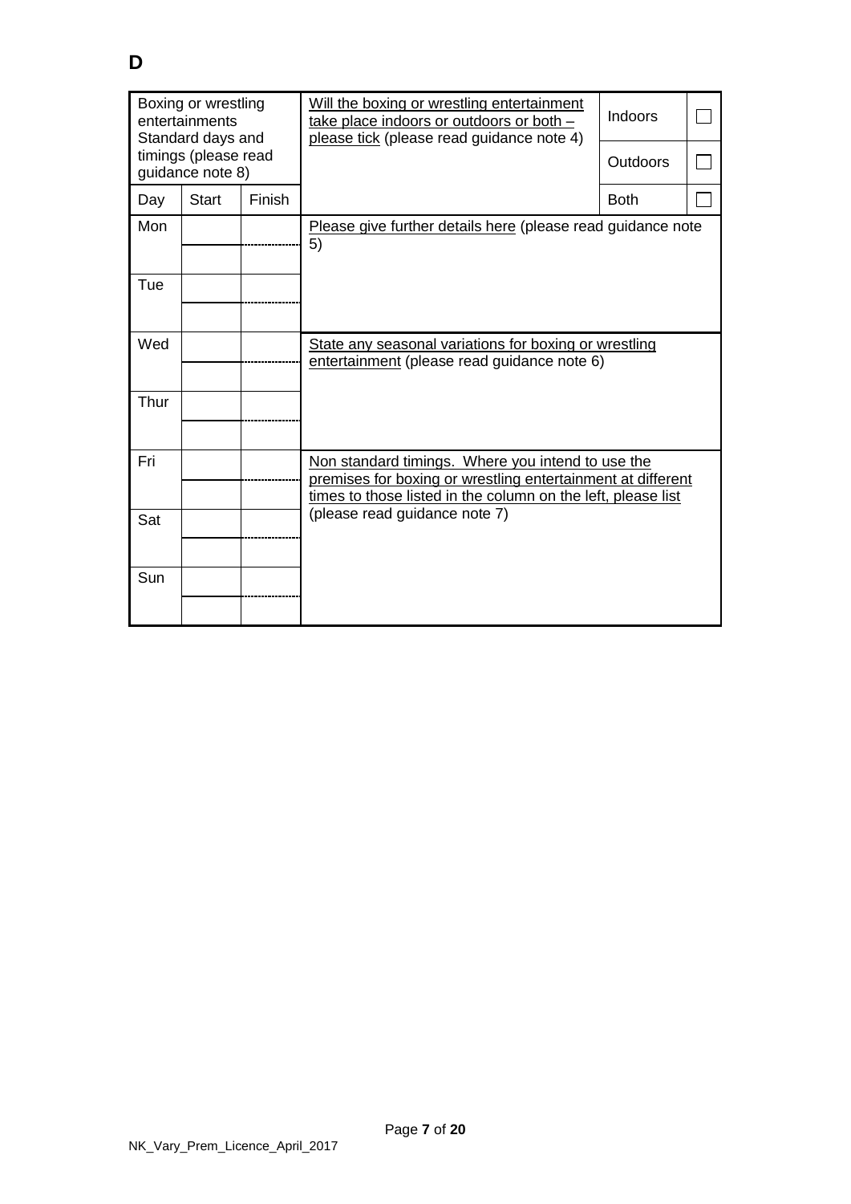# D

| Boxing or wrestling entertainments Standard days and timings (please read guidance note 8) | | | Will the boxing or wrestling entertainment take place indoors or outdoors or both – please tick (please read guidance note 4) | | |
|---|---|---|---|---|---|
| | | | | Indoors | ☐ |
| | | | | Outdoors | ☐ |
| Day | Start | Finish | | Both | ☐ |
| Mon | | | Please give further details here (please read guidance note 5) | | |
| | | | | | |
| Tue | | | | | |
| | | | | | |
| Wed | | | State any seasonal variations for boxing or wrestling entertainment (please read guidance note 6) | | |
| | | | | | |
| Thur | | | | | |
| | | | | | |
| Fri | | | Non standard timings. Where you intend to use the premises for boxing or wrestling entertainment at different times to those listed in the column on the left, please list (please read guidance note 7) | | |
| | | | | | |
| Sat | | | | | |
| | | | | | |
| Sun | | | | | |
| | | | | | |

NK_Vary_Prem_Licence_April_2017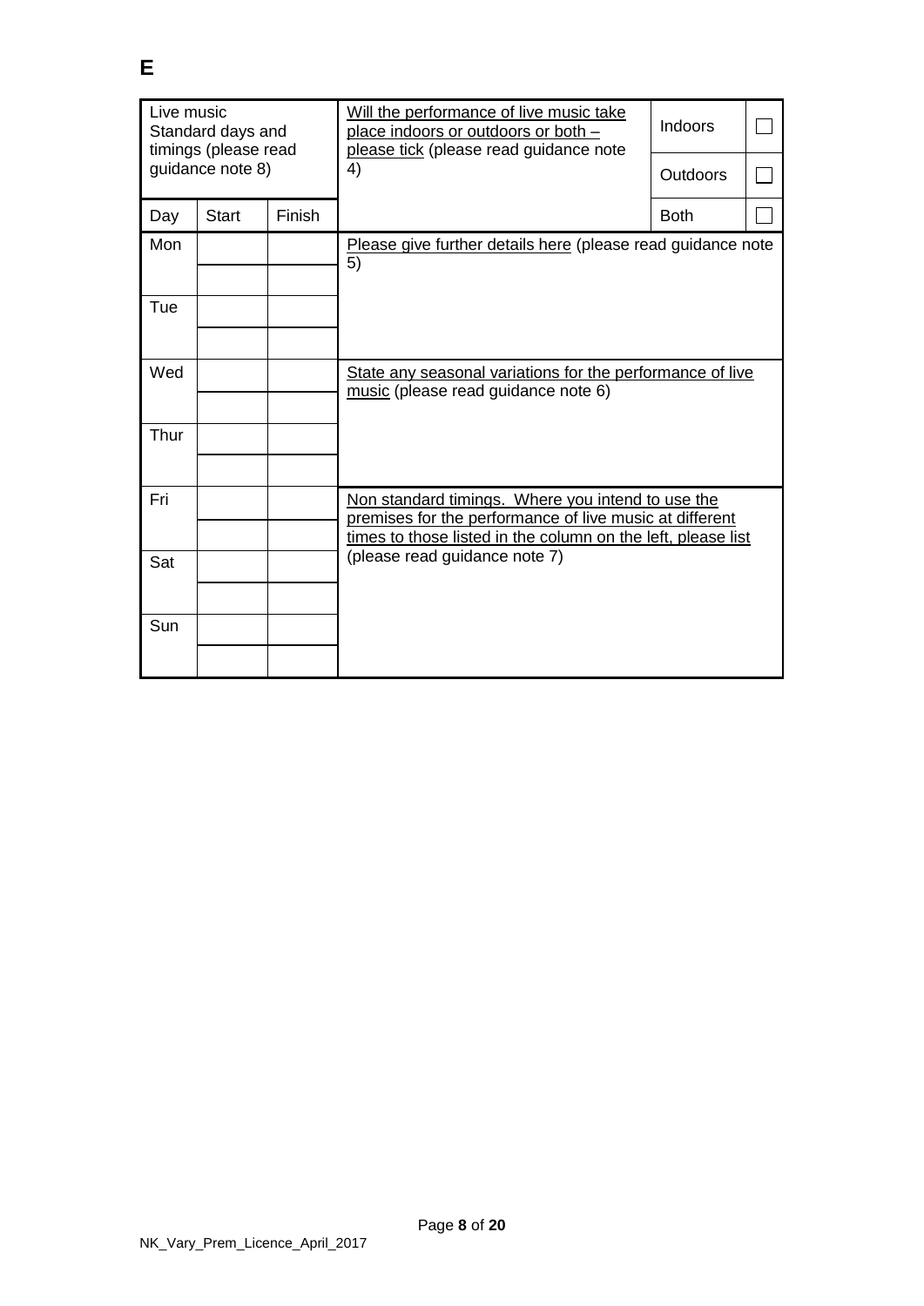# E

| Live music Standard days and timings (please read guidance note 8) | | | Will the performance of live music take place indoors or outdoors or both – please tick (please read guidance note 4) | Indoors | ☐ |
|---|---|---|---|---|---|
| | | | | Outdoors | ☐ |
| Day | Start | Finish | | Both | ☐ |
| Mon | | | Please give further details here (please read guidance note 5) | | |
| | | | | | |
| Tue | | | | | |
| | | | | | |
| Wed | | | State any seasonal variations for the performance of live music (please read guidance note 6) | | |
| | | | | | |
| Thur | | | | | |
| | | | | | |
| Fri | | | Non standard timings. Where you intend to use the premises for the performance of live music at different times to those listed in the column on the left, please list (please read guidance note 7) | | |
| | | | | | |
| Sat | | | | | |
| | | | | | |
| Sun | | | | | |
| | | | | | |

NK_Vary_Prem_Licence_April_2017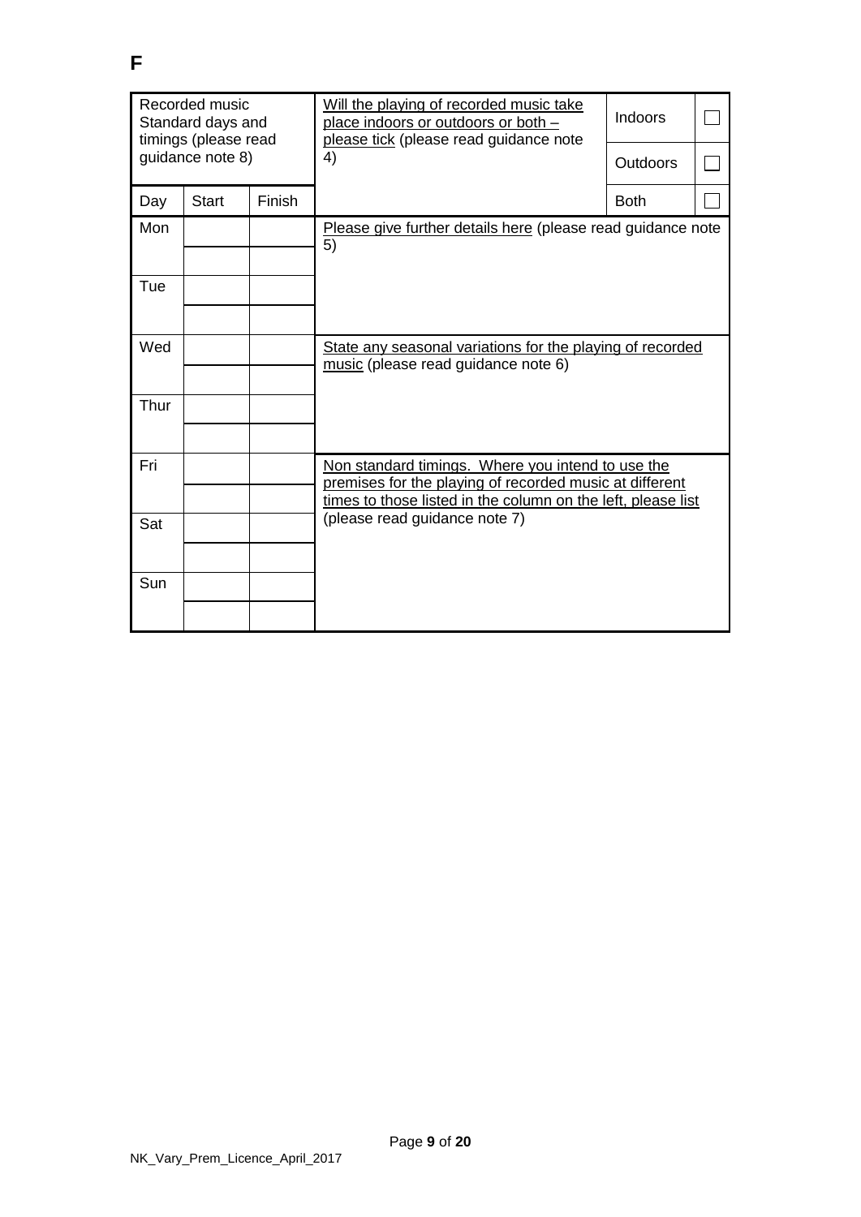# F

| Recorded music Standard days and timings (please read guidance note 8) | | | Will the playing of recorded music take place indoors or outdoors or both – please tick (please read guidance note 4) | Indoors | ☐ |
|---|---|---|---|---|---|
| | | | | Outdoors | ☐ |
| Day | Start | Finish | | Both | ☐ |
| Mon | | | Please give further details here (please read guidance note 5) | | |
| | | | | | |
| Tue | | | | | |
| | | | | | |
| Wed | | | State any seasonal variations for the playing of recorded music (please read guidance note 6) | | |
| | | | | | |
| Thur | | | | | |
| | | | | | |
| Fri | | | Non standard timings. Where you intend to use the premises for the playing of recorded music at different times to those listed in the column on the left, please list (please read guidance note 7) | | |
| | | | | | |
| Sat | | | | | |
| | | | | | |
| Sun | | | | | |
| | | | | | |

NK_Vary_Prem_Licence_April_2017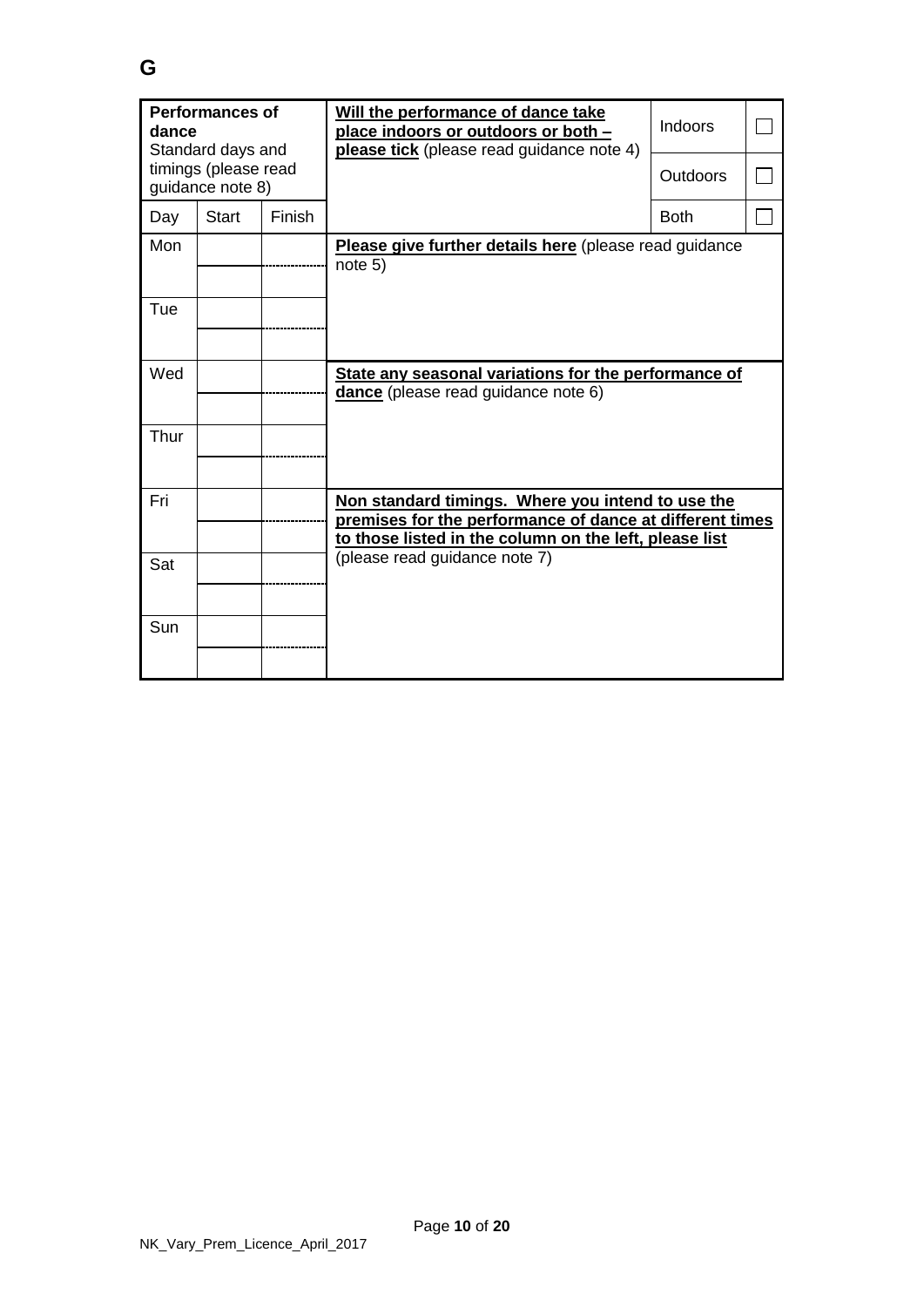# G

| **Performances of dance** Standard days and timings (please read guidance note 8) | | | **Will the performance of dance take place indoors or outdoors or both – please tick** (please read guidance note 4) | Indoors | ☐ |
|---|---|---|---|---|---|
| | | | | Outdoors | ☐ |
| Day | Start | Finish | | Both | ☐ |
| Mon | | | **Please give further details here** (please read guidance note 5) | | |
| | | | | | |
| Tue | | | | | |
| | | | | | |
| Wed | | | **State any seasonal variations for the performance of dance** (please read guidance note 6) | | |
| | | | | | |
| Thur | | | | | |
| | | | | | |
| Fri | | | **Non standard timings. Where you intend to use the premises for the performance of dance at different times to those listed in the column on the left, please list** (please read guidance note 7) | | |
| | | | | | |
| Sat | | | | | |
| | | | | | |
| Sun | | | | | |
| | | | | | |

NK_Vary_Prem_Licence_April_2017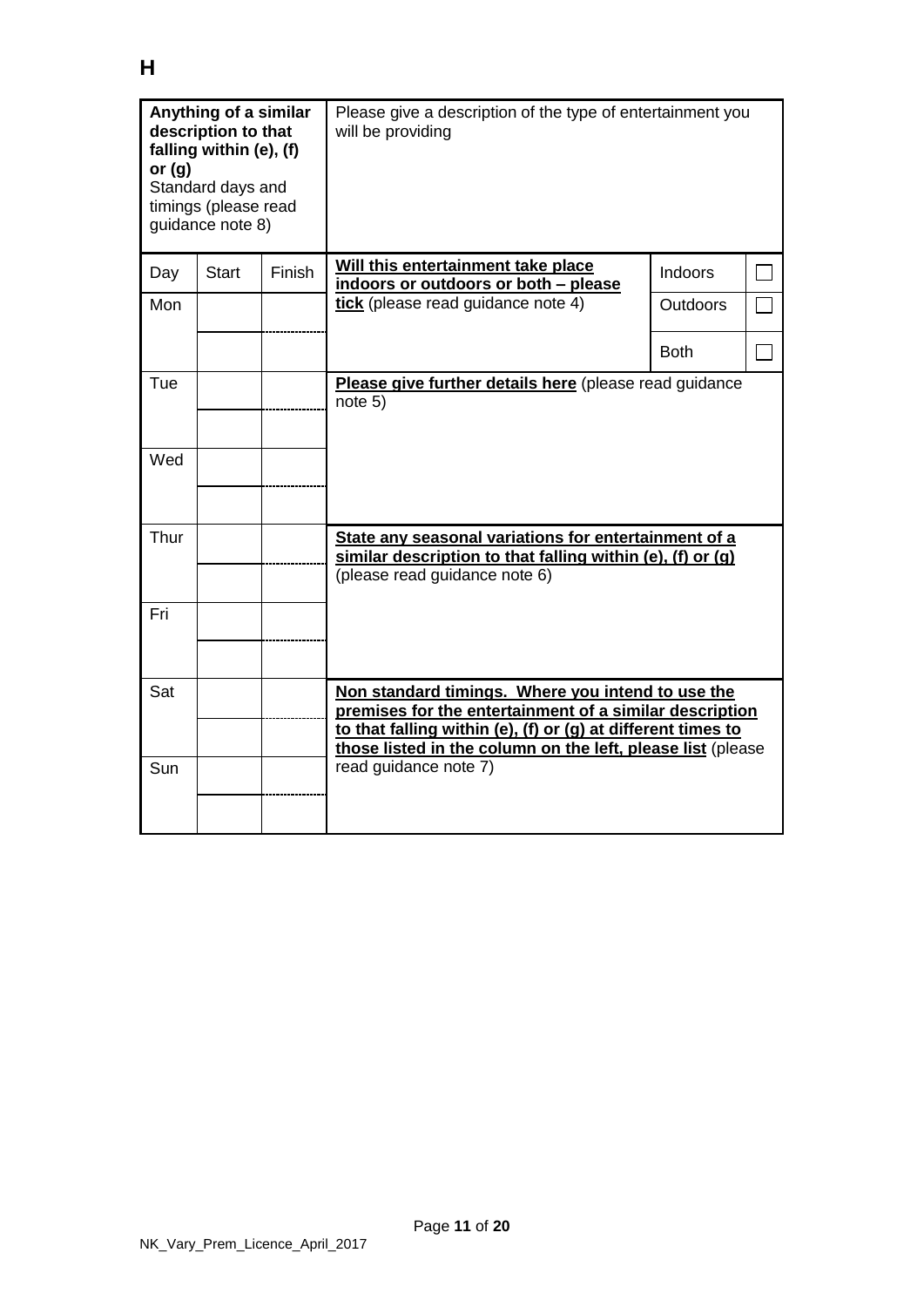**H**

| **Anything of a similar description to that falling within (e), (f) or (g)**<br>Standard days and timings (please read guidance note 8) | | | Please give a description of the type of entertainment you will be providing | | |
|---|---|---|---|---|---|
| Day | Start | Finish | **Will this entertainment take place indoors or outdoors or both – please tick** (please read guidance note 4) | Indoors | ☐ |
| Mon | | | | Outdoors | ☐ |
| | | | | Both | ☐ |
| Tue | | | **Please give further details here** (please read guidance note 5) | | |
| | | | | | |
| Wed | | | | | |
| | | | | | |
| Thur | | | **State any seasonal variations for entertainment of a similar description to that falling within (e), (f) or (g)** (please read guidance note 6) | | |
| | | | | | |
| Fri | | | | | |
| | | | | | |
| Sat | | | **Non standard timings. Where you intend to use the premises for the entertainment of a similar description to that falling within (e), (f) or (g) at different times to those listed in the column on the left, please list** (please read guidance note 7) | | |
| | | | | | |
| Sun | | | | | |
| | | | | | |

NK_Vary_Prem_Licence_April_2017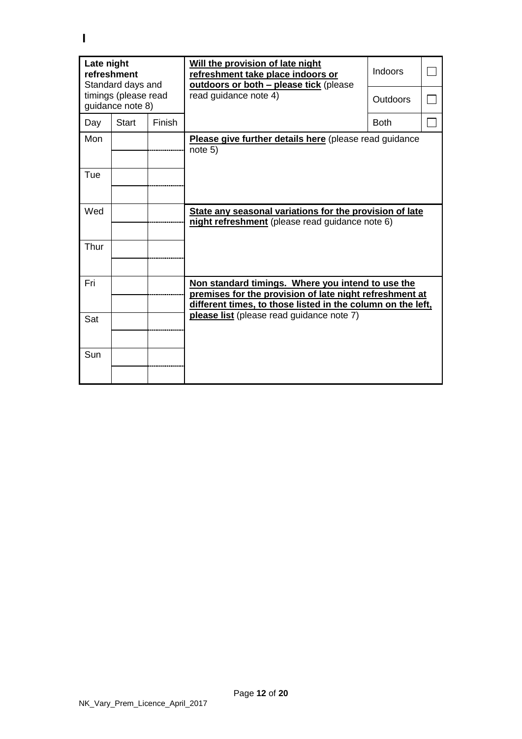**I**

| **Late night refreshment** Standard days and timings (please read guidance note 8) | | | **Will the provision of late night refreshment take place indoors or outdoors or both – please tick** (please read guidance note 4) | Indoors | ☐ |
|---|---|---|---|---|---|
| | | | | Outdoors | ☐ |
| Day | Start | Finish | | Both | ☐ |
| Mon | | | **Please give further details here** (please read guidance note 5) | | |
| | | | | | |
| Tue | | | | | |
| | | | | | |
| Wed | | | **State any seasonal variations for the provision of late night refreshment** (please read guidance note 6) | | |
| | | | | | |
| Thur | | | | | |
| | | | | | |
| Fri | | | **Non standard timings. Where you intend to use the premises for the provision of late night refreshment at different times, to those listed in the column on the left, please list** (please read guidance note 7) | | |
| | | | | | |
| Sat | | | | | |
| | | | | | |
| Sun | | | | | |
| | | | | | |

NK_Vary_Prem_Licence_April_2017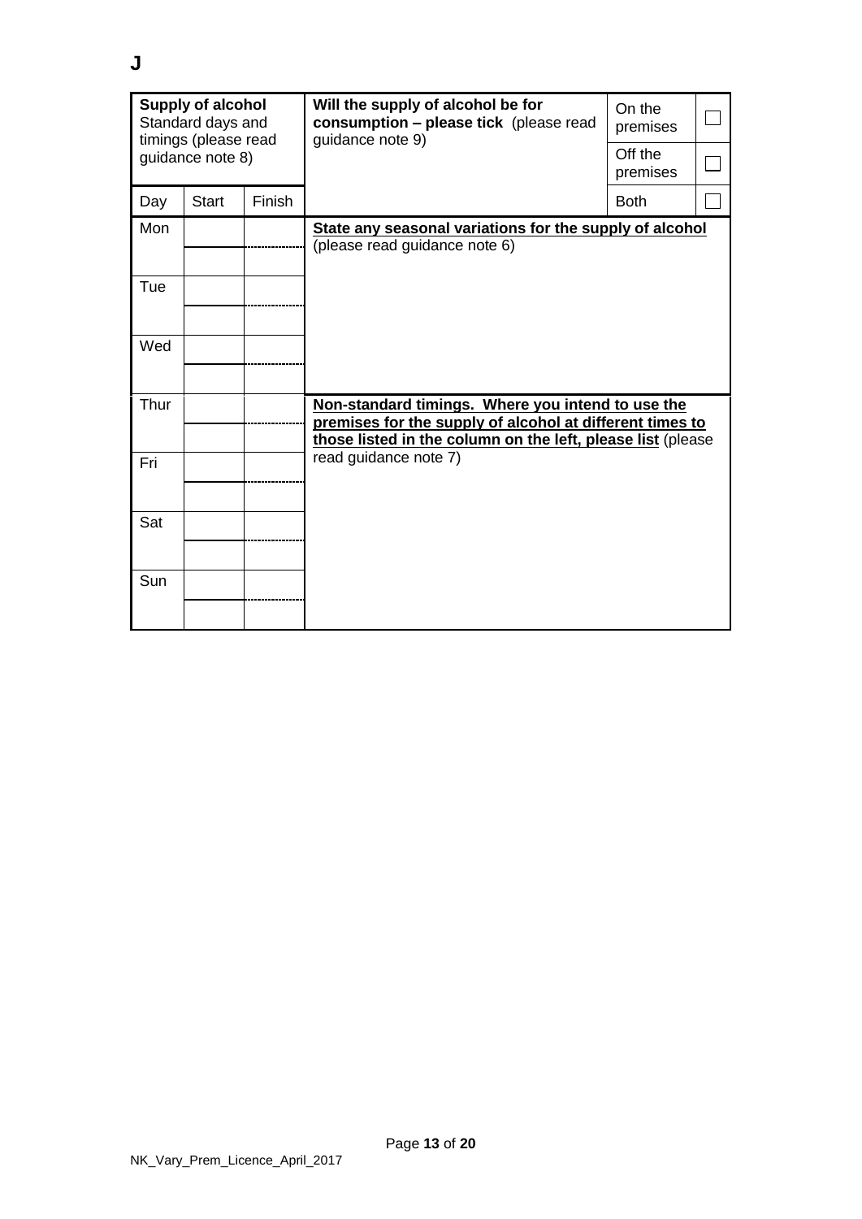# J

| **Supply of alcohol** Standard days and timings (please read guidance note 8) | | | **Will the supply of alcohol be for consumption – please tick** (please read guidance note 9) | On the premises | ☐ |
|---|---|---|---|---|---|
| | | | | Off the premises | ☐ |
| Day | Start | Finish | | Both | ☐ |
| Mon | | | **State any seasonal variations for the supply of alcohol** (please read guidance note 6) | | |
| | | | | | |
| Tue | | | | | |
| | | | | | |
| Wed | | | | | |
| | | | | | |
| Thur | | | **Non-standard timings. Where you intend to use the premises for the supply of alcohol at different times to those listed in the column on the left, please list** (please read guidance note 7) | | |
| | | | | | |
| Fri | | | | | |
| | | | | | |
| Sat | | | | | |
| | | | | | |
| Sun | | | | | |
| | | | | | |

NK_Vary_Prem_Licence_April_2017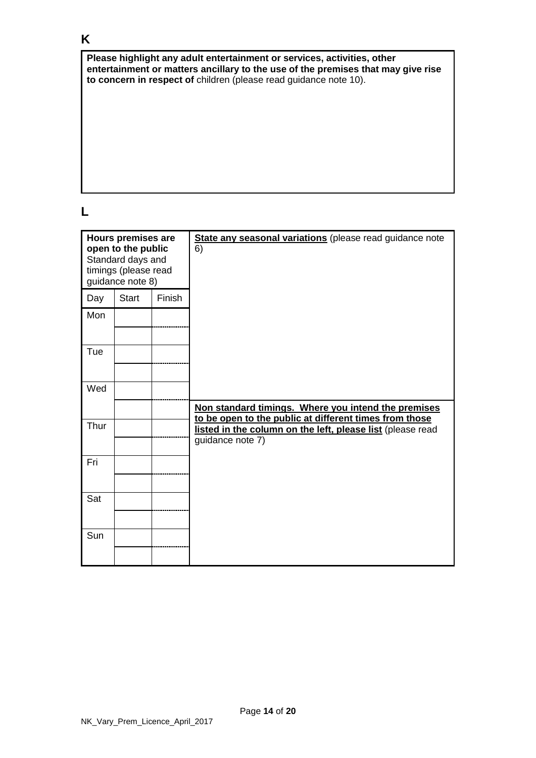## K

**Please highlight any adult entertainment or services, activities, other entertainment or matters ancillary to the use of the premises that may give rise to concern in respect of** children (please read guidance note 10).

## L

| **Hours premises are open to the public** Standard days and timings (please read guidance note 8) | | | **State any seasonal variations** (please read guidance note 6) |
|---|---|---|---|
| Day | Start | Finish | |
| Mon | | | |
| | | | |
| Tue | | | |
| | | | |
| Wed | | | |
| | | | **Non standard timings. Where you intend the premises to be open to the public at different times from those listed in the column on the left, please list** (please read guidance note 7) |
| Thur | | | |
| | | | |
| Fri | | | |
| | | | |
| Sat | | | |
| | | | |
| Sun | | | |
| | | | |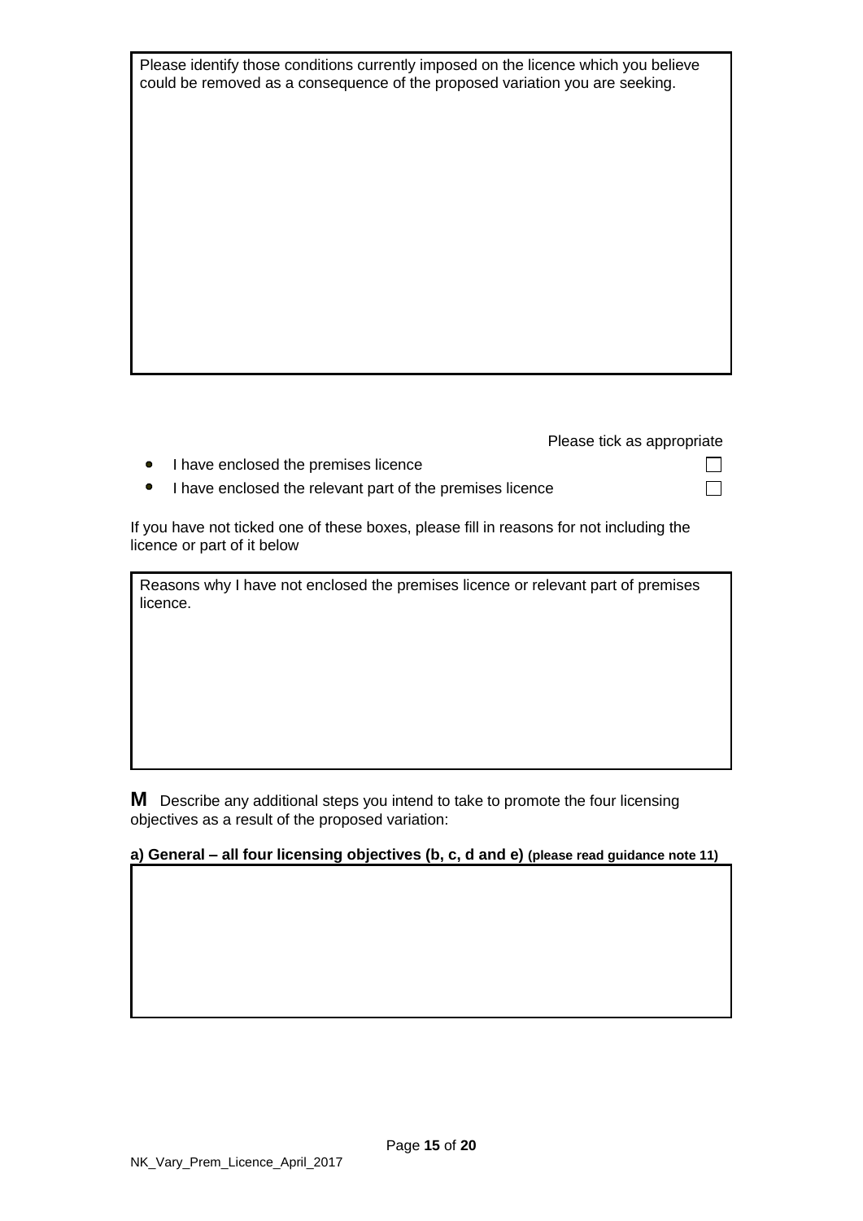Please identify those conditions currently imposed on the licence which you believe could be removed as a consequence of the proposed variation you are seeking.

Please tick as appropriate

- I have enclosed the premises licence ☐
- I have enclosed the relevant part of the premises licence ☐

If you have not ticked one of these boxes, please fill in reasons for not including the licence or part of it below

Reasons why I have not enclosed the premises licence or relevant part of premises licence.

**M** Describe any additional steps you intend to take to promote the four licensing objectives as a result of the proposed variation:

**a) General – all four licensing objectives (b, c, d and e) (please read guidance note 11)**

NK_Vary_Prem_Licence_April_2017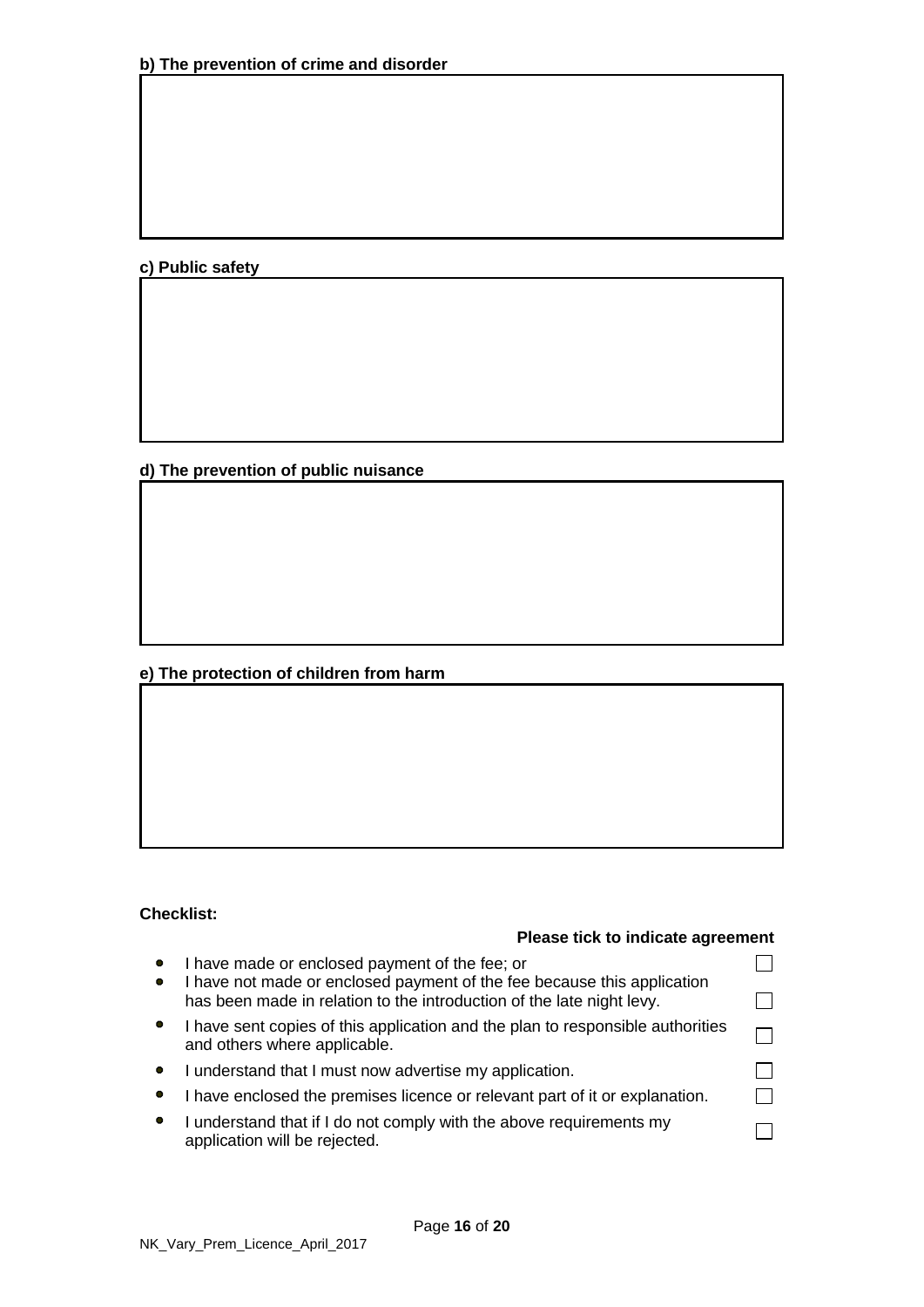**b) The prevention of crime and disorder**

**c) Public safety**

**d) The prevention of public nuisance**

**e) The protection of children from harm**

**Checklist:**

**Please tick to indicate agreement**

- I have made or enclosed payment of the fee; or ☐
- I have not made or enclosed payment of the fee because this application has been made in relation to the introduction of the late night levy. ☐
- I have sent copies of this application and the plan to responsible authorities and others where applicable. ☐
- I understand that I must now advertise my application. ☐
- I have enclosed the premises licence or relevant part of it or explanation. ☐
- I understand that if I do not comply with the above requirements my application will be rejected. ☐

NK_Vary_Prem_Licence_April_2017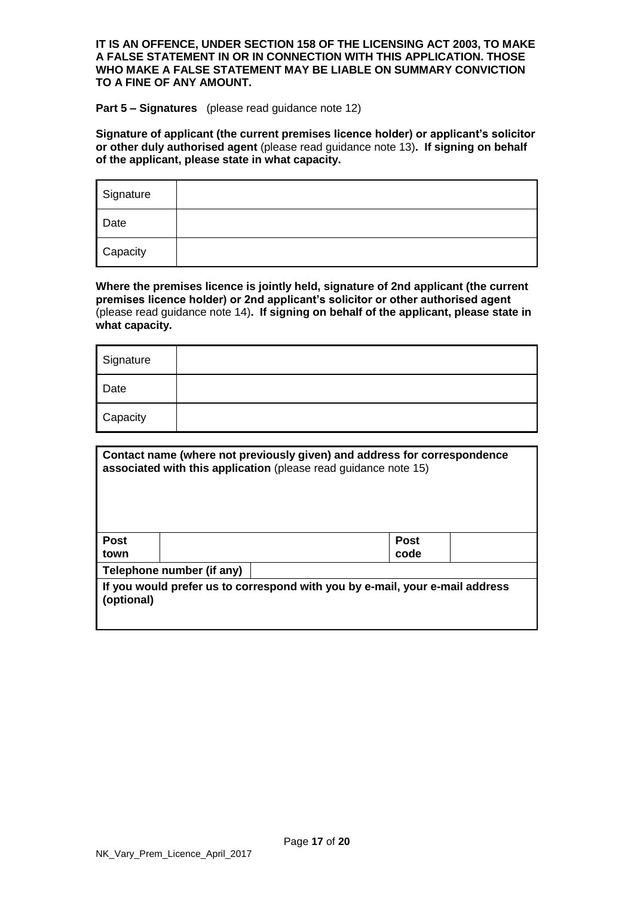**IT IS AN OFFENCE, UNDER SECTION 158 OF THE LICENSING ACT 2003, TO MAKE A FALSE STATEMENT IN OR IN CONNECTION WITH THIS APPLICATION. THOSE WHO MAKE A FALSE STATEMENT MAY BE LIABLE ON SUMMARY CONVICTION TO A FINE OF ANY AMOUNT.**

**Part 5 – Signatures** (please read guidance note 12)

**Signature of applicant (the current premises licence holder) or applicant's solicitor or other duly authorised agent** (please read guidance note 13)**. If signing on behalf of the applicant, please state in what capacity.**

| | |
|---|---|
| Signature | |
| Date | |
| Capacity | |

**Where the premises licence is jointly held, signature of 2nd applicant (the current premises licence holder) or 2nd applicant's solicitor or other authorised agent** (please read guidance note 14)**. If signing on behalf of the applicant, please state in what capacity.**

| | |
|---|---|
| Signature | |
| Date | |
| Capacity | |

| | | | |
|---|---|---|---|
| **Contact name (where not previously given) and address for correspondence associated with this application** (please read guidance note 15) | | | |
| **Post town** | | **Post code** | |
| **Telephone number (if any)** | | | |
| **If you would prefer us to correspond with you by e-mail, your e-mail address (optional)** | | | |

NK_Vary_Prem_Licence_April_2017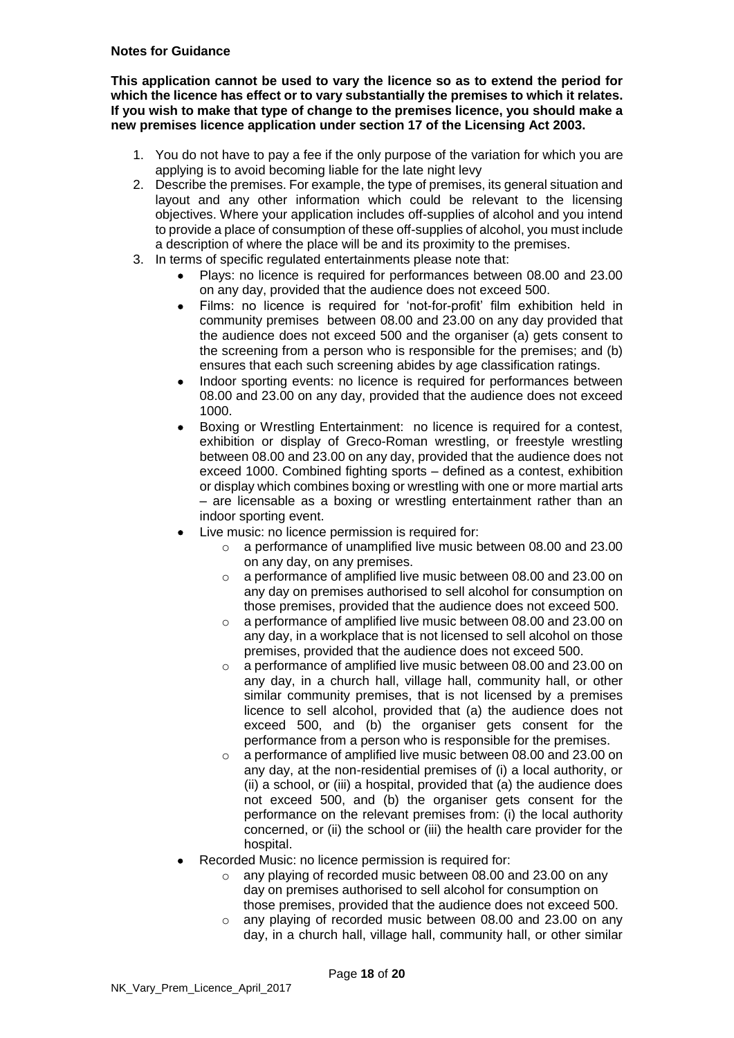**Notes for Guidance**

**This application cannot be used to vary the licence so as to extend the period for which the licence has effect or to vary substantially the premises to which it relates. If you wish to make that type of change to the premises licence, you should make a new premises licence application under section 17 of the Licensing Act 2003.**

1. You do not have to pay a fee if the only purpose of the variation for which you are applying is to avoid becoming liable for the late night levy
2. Describe the premises. For example, the type of premises, its general situation and layout and any other information which could be relevant to the licensing objectives. Where your application includes off-supplies of alcohol and you intend to provide a place of consumption of these off-supplies of alcohol, you must include a description of where the place will be and its proximity to the premises.
3. In terms of specific regulated entertainments please note that:
   - Plays: no licence is required for performances between 08.00 and 23.00 on any day, provided that the audience does not exceed 500.
   - Films: no licence is required for 'not-for-profit' film exhibition held in community premises between 08.00 and 23.00 on any day provided that the audience does not exceed 500 and the organiser (a) gets consent to the screening from a person who is responsible for the premises; and (b) ensures that each such screening abides by age classification ratings.
   - Indoor sporting events: no licence is required for performances between 08.00 and 23.00 on any day, provided that the audience does not exceed 1000.
   - Boxing or Wrestling Entertainment: no licence is required for a contest, exhibition or display of Greco-Roman wrestling, or freestyle wrestling between 08.00 and 23.00 on any day, provided that the audience does not exceed 1000. Combined fighting sports – defined as a contest, exhibition or display which combines boxing or wrestling with one or more martial arts – are licensable as a boxing or wrestling entertainment rather than an indoor sporting event.
   - Live music: no licence permission is required for:
     - a performance of unamplified live music between 08.00 and 23.00 on any day, on any premises.
     - a performance of amplified live music between 08.00 and 23.00 on any day on premises authorised to sell alcohol for consumption on those premises, provided that the audience does not exceed 500.
     - a performance of amplified live music between 08.00 and 23.00 on any day, in a workplace that is not licensed to sell alcohol on those premises, provided that the audience does not exceed 500.
     - a performance of amplified live music between 08.00 and 23.00 on any day, in a church hall, village hall, community hall, or other similar community premises, that is not licensed by a premises licence to sell alcohol, provided that (a) the audience does not exceed 500, and (b) the organiser gets consent for the performance from a person who is responsible for the premises.
     - a performance of amplified live music between 08.00 and 23.00 on any day, at the non-residential premises of (i) a local authority, or (ii) a school, or (iii) a hospital, provided that (a) the audience does not exceed 500, and (b) the organiser gets consent for the performance on the relevant premises from: (i) the local authority concerned, or (ii) the school or (iii) the health care provider for the hospital.
   - Recorded Music: no licence permission is required for:
     - any playing of recorded music between 08.00 and 23.00 on any day on premises authorised to sell alcohol for consumption on those premises, provided that the audience does not exceed 500.
     - any playing of recorded music between 08.00 and 23.00 on any day, in a church hall, village hall, community hall, or other similar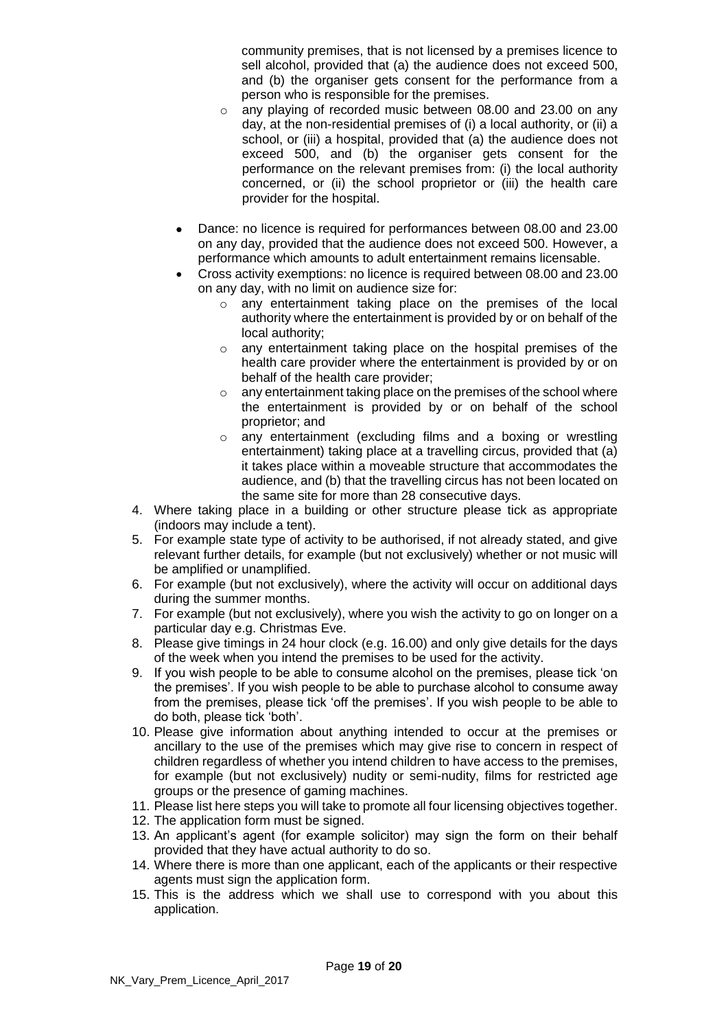community premises, that is not licensed by a premises licence to sell alcohol, provided that (a) the audience does not exceed 500, and (b) the organiser gets consent for the performance from a person who is responsible for the premises.
    - any playing of recorded music between 08.00 and 23.00 on any day, at the non-residential premises of (i) a local authority, or (ii) a school, or (iii) a hospital, provided that (a) the audience does not exceed 500, and (b) the organiser gets consent for the performance on the relevant premises from: (i) the local authority concerned, or (ii) the school proprietor or (iii) the health care provider for the hospital.

- Dance: no licence is required for performances between 08.00 and 23.00 on any day, provided that the audience does not exceed 500. However, a performance which amounts to adult entertainment remains licensable.
- Cross activity exemptions: no licence is required between 08.00 and 23.00 on any day, with no limit on audience size for:
    - any entertainment taking place on the premises of the local authority where the entertainment is provided by or on behalf of the local authority;
    - any entertainment taking place on the hospital premises of the health care provider where the entertainment is provided by or on behalf of the health care provider;
    - any entertainment taking place on the premises of the school where the entertainment is provided by or on behalf of the school proprietor; and
    - any entertainment (excluding films and a boxing or wrestling entertainment) taking place at a travelling circus, provided that (a) it takes place within a moveable structure that accommodates the audience, and (b) that the travelling circus has not been located on the same site for more than 28 consecutive days.

4. Where taking place in a building or other structure please tick as appropriate (indoors may include a tent).
5. For example state type of activity to be authorised, if not already stated, and give relevant further details, for example (but not exclusively) whether or not music will be amplified or unamplified.
6. For example (but not exclusively), where the activity will occur on additional days during the summer months.
7. For example (but not exclusively), where you wish the activity to go on longer on a particular day e.g. Christmas Eve.
8. Please give timings in 24 hour clock (e.g. 16.00) and only give details for the days of the week when you intend the premises to be used for the activity.
9. If you wish people to be able to consume alcohol on the premises, please tick 'on the premises'. If you wish people to be able to purchase alcohol to consume away from the premises, please tick 'off the premises'. If you wish people to be able to do both, please tick 'both'.
10. Please give information about anything intended to occur at the premises or ancillary to the use of the premises which may give rise to concern in respect of children regardless of whether you intend children to have access to the premises, for example (but not exclusively) nudity or semi-nudity, films for restricted age groups or the presence of gaming machines.
11. Please list here steps you will take to promote all four licensing objectives together.
12. The application form must be signed.
13. An applicant's agent (for example solicitor) may sign the form on their behalf provided that they have actual authority to do so.
14. Where there is more than one applicant, each of the applicants or their respective agents must sign the application form.
15. This is the address which we shall use to correspond with you about this application.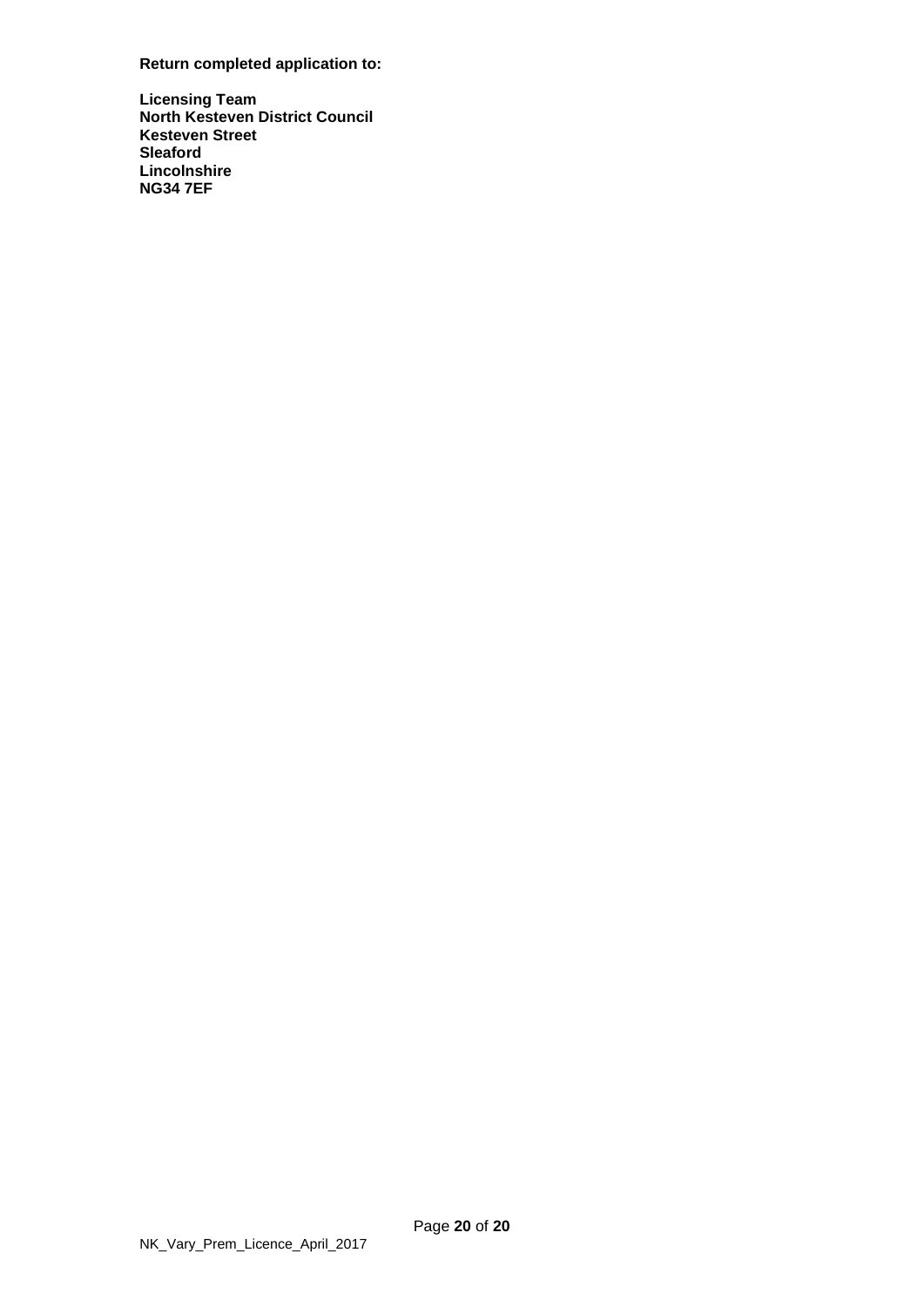**Return completed application to:**

**Licensing Team**
**North Kesteven District Council**
**Kesteven Street**
**Sleaford**
**Lincolnshire**
**NG34 7EF**